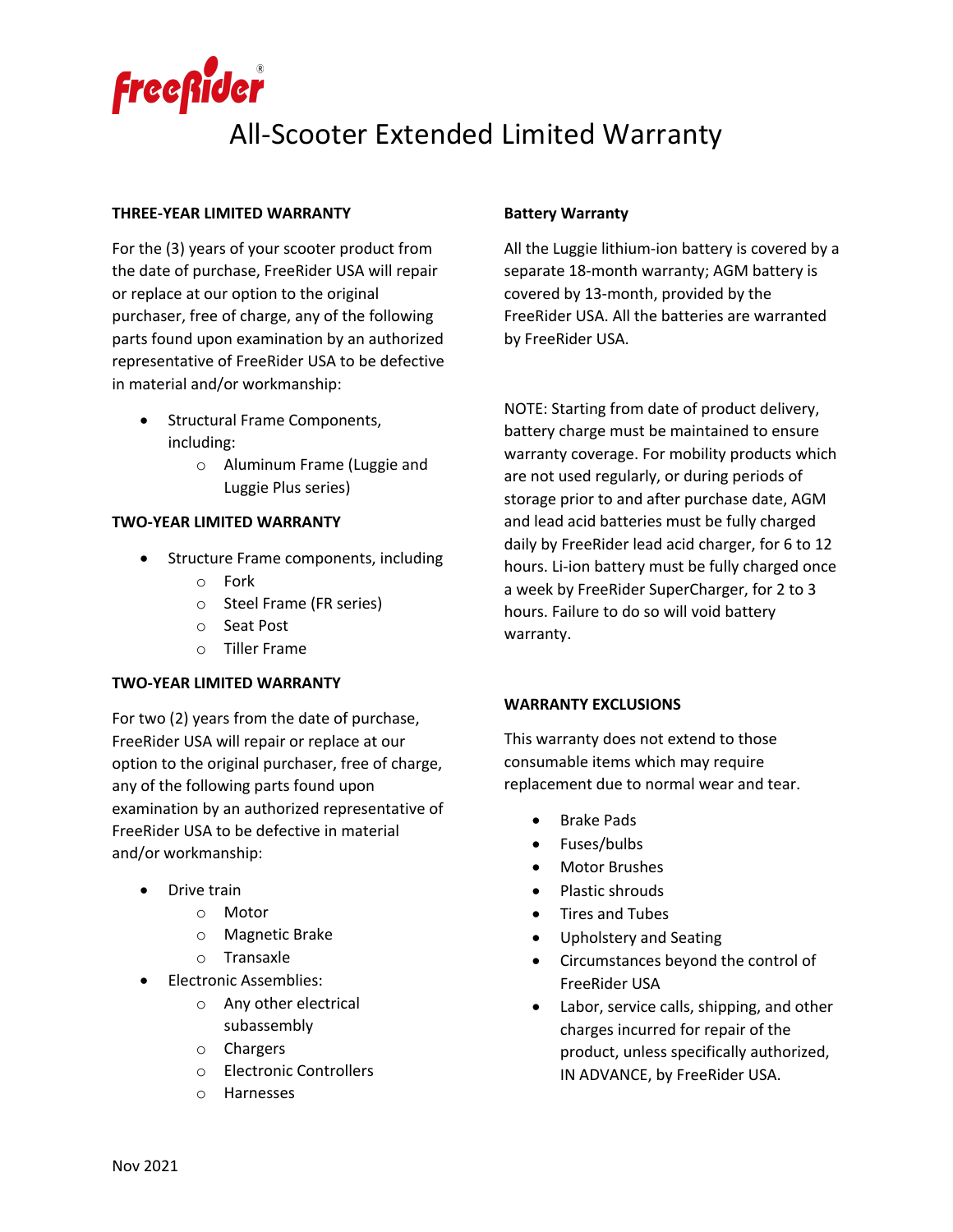FreeRider®

# All-Scooter Extended Limited Warranty

**THREE-YEAR LIMITED WARRANTY**

For the (3) years of your scooter product from the date of purchase, FreeRider USA will repair or replace at our option to the original purchaser, free of charge, any of the following parts found upon examination by an authorized representative of FreeRider USA to be defective in material and/or workmanship:

- Structural Frame Components, including:
  - Aluminum Frame (Luggie and Luggie Plus series)

**TWO-YEAR LIMITED WARRANTY**

- Structure Frame components, including
  - Fork
  - Steel Frame (FR series)
  - Seat Post
  - Tiller Frame

**TWO-YEAR LIMITED WARRANTY**

For two (2) years from the date of purchase, FreeRider USA will repair or replace at our option to the original purchaser, free of charge, any of the following parts found upon examination by an authorized representative of FreeRider USA to be defective in material and/or workmanship:

- Drive train
  - Motor
  - Magnetic Brake
  - Transaxle
- Electronic Assemblies:
  - Any other electrical subassembly
  - Chargers
  - Electronic Controllers
  - Harnesses

**Battery Warranty**

All the Luggie lithium-ion battery is covered by a separate 18-month warranty; AGM battery is covered by 13-month, provided by the FreeRider USA. All the batteries are warranted by FreeRider USA.

NOTE: Starting from date of product delivery, battery charge must be maintained to ensure warranty coverage. For mobility products which are not used regularly, or during periods of storage prior to and after purchase date, AGM and lead acid batteries must be fully charged daily by FreeRider lead acid charger, for 6 to 12 hours. Li-ion battery must be fully charged once a week by FreeRider SuperCharger, for 2 to 3 hours. Failure to do so will void battery warranty.

**WARRANTY EXCLUSIONS**

This warranty does not extend to those consumable items which may require replacement due to normal wear and tear.

- Brake Pads
- Fuses/bulbs
- Motor Brushes
- Plastic shrouds
- Tires and Tubes
- Upholstery and Seating
- Circumstances beyond the control of FreeRider USA
- Labor, service calls, shipping, and other charges incurred for repair of the product, unless specifically authorized, IN ADVANCE, by FreeRider USA.

Nov 2021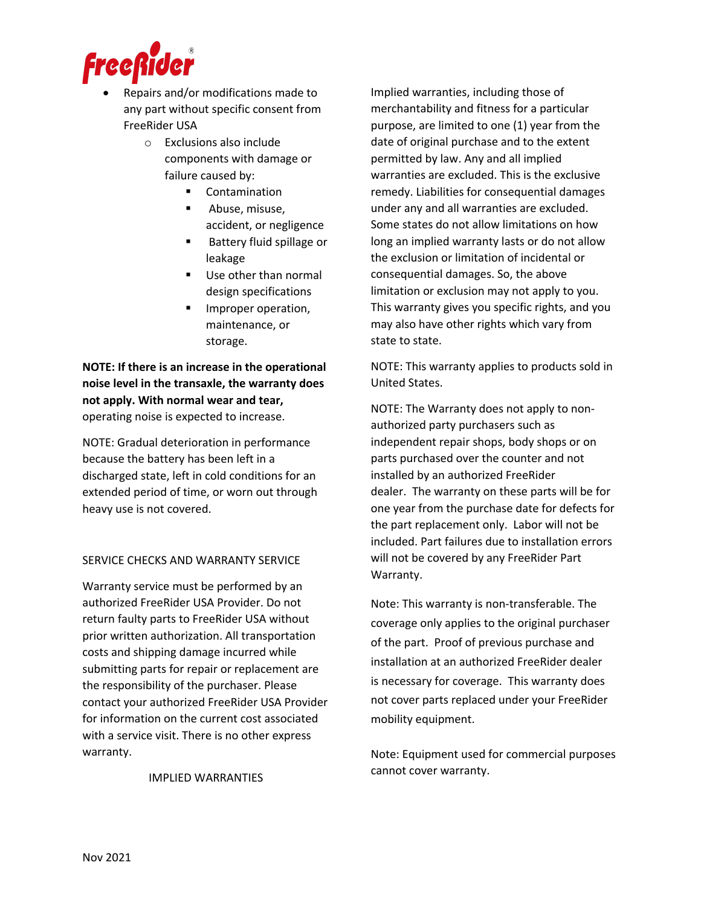- Repairs and/or modifications made to any part without specific consent from FreeRider USA
    - Exclusions also include components with damage or failure caused by:
        - Contamination
        - Abuse, misuse, accident, or negligence
        - Battery fluid spillage or leakage
        - Use other than normal design specifications
        - Improper operation, maintenance, or storage.

**NOTE: If there is an increase in the operational noise level in the transaxle, the warranty does not apply. With normal wear and tear,** operating noise is expected to increase.

NOTE: Gradual deterioration in performance because the battery has been left in a discharged state, left in cold conditions for an extended period of time, or worn out through heavy use is not covered.

## SERVICE CHECKS AND WARRANTY SERVICE

Warranty service must be performed by an authorized FreeRider USA Provider. Do not return faulty parts to FreeRider USA without prior written authorization. All transportation costs and shipping damage incurred while submitting parts for repair or replacement are the responsibility of the purchaser. Please contact your authorized FreeRider USA Provider for information on the current cost associated with a service visit. There is no other express warranty.

## IMPLIED WARRANTIES

Implied warranties, including those of merchantability and fitness for a particular purpose, are limited to one (1) year from the date of original purchase and to the extent permitted by law. Any and all implied warranties are excluded. This is the exclusive remedy. Liabilities for consequential damages under any and all warranties are excluded. Some states do not allow limitations on how long an implied warranty lasts or do not allow the exclusion or limitation of incidental or consequential damages. So, the above limitation or exclusion may not apply to you. This warranty gives you specific rights, and you may also have other rights which vary from state to state.

NOTE: This warranty applies to products sold in United States.

NOTE: The Warranty does not apply to non-authorized party purchasers such as independent repair shops, body shops or on parts purchased over the counter and not installed by an authorized FreeRider dealer. The warranty on these parts will be for one year from the purchase date for defects for the part replacement only. Labor will not be included. Part failures due to installation errors will not be covered by any FreeRider Part Warranty.

Note: This warranty is non-transferable. The coverage only applies to the original purchaser of the part. Proof of previous purchase and installation at an authorized FreeRider dealer is necessary for coverage. This warranty does not cover parts replaced under your FreeRider mobility equipment.

Note: Equipment used for commercial purposes cannot cover warranty.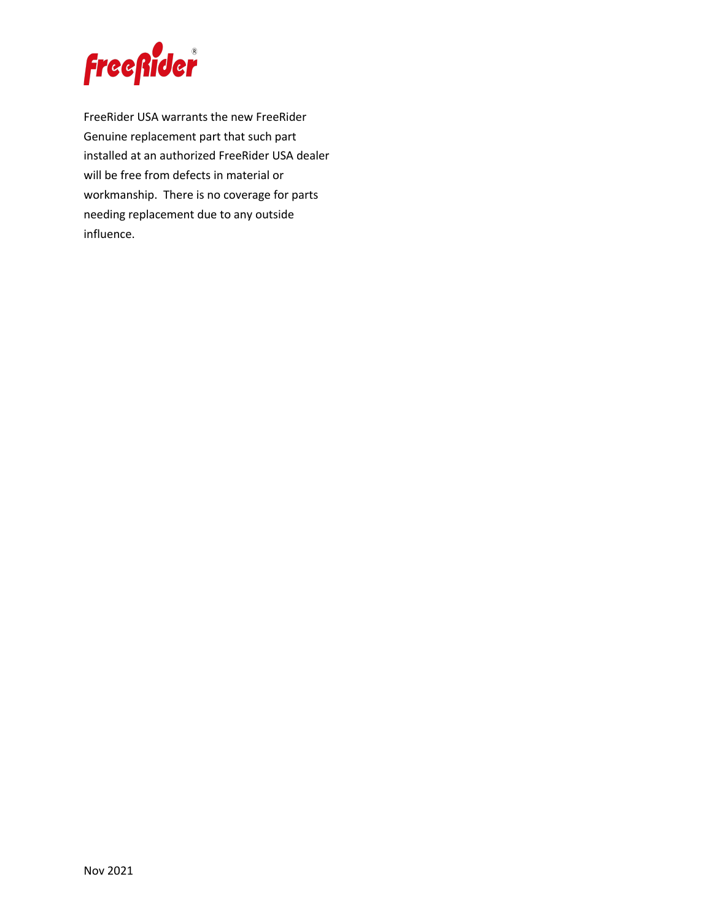FreeRider®

FreeRider USA warrants the new FreeRider Genuine replacement part that such part installed at an authorized FreeRider USA dealer will be free from defects in material or workmanship. There is no coverage for parts needing replacement due to any outside influence.

Nov 2021